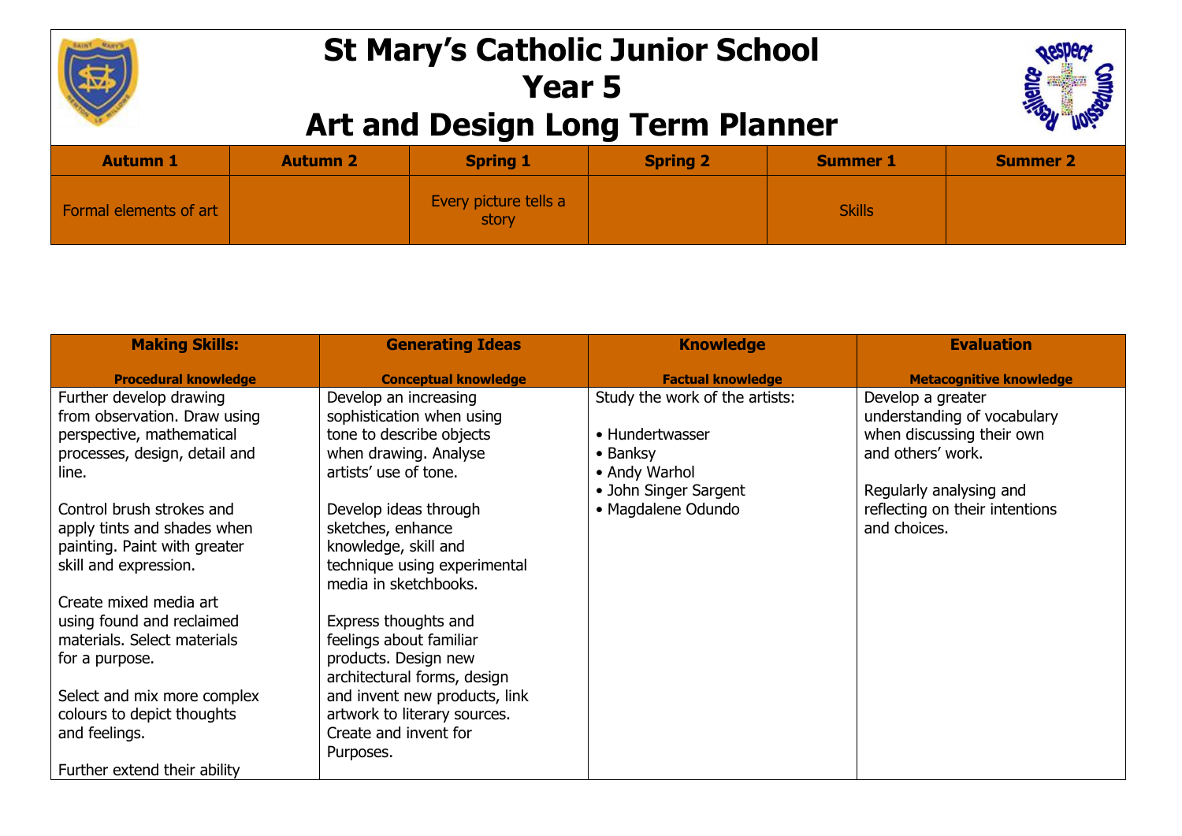# St Mary's Catholic Junior School
# Year 5
# Art and Design Long Term Planner

| Autumn 1 | Autumn 2 | Spring 1 | Spring 2 | Summer 1 | Summer 2 |
|---|---|---|---|---|---|
| Formal elements of art | | Every picture tells a story | | Skills | |

| Making Skills:<br><br>Procedural knowledge | Generating Ideas<br><br>Conceptual knowledge | Knowledge<br><br>Factual knowledge | Evaluation<br><br>Metacognitive knowledge |
|---|---|---|---|
| Further develop drawing from observation. Draw using perspective, mathematical processes, design, detail and line.<br><br>Control brush strokes and apply tints and shades when painting. Paint with greater skill and expression.<br><br>Create mixed media art using found and reclaimed materials. Select materials for a purpose.<br><br>Select and mix more complex colours to depict thoughts and feelings.<br><br>Further extend their ability | Develop an increasing sophistication when using tone to describe objects when drawing. Analyse artists' use of tone.<br><br>Develop ideas through sketches, enhance knowledge, skill and technique using experimental media in sketchbooks.<br><br>Express thoughts and feelings about familiar products. Design new architectural forms, design and invent new products, link artwork to literary sources. Create and invent for Purposes. | Study the work of the artists:<br><br>• Hundertwasser<br>• Banksy<br>• Andy Warhol<br>• John Singer Sargent<br>• Magdalene Odundo | Develop a greater understanding of vocabulary when discussing their own and others' work.<br><br>Regularly analysing and reflecting on their intentions and choices. |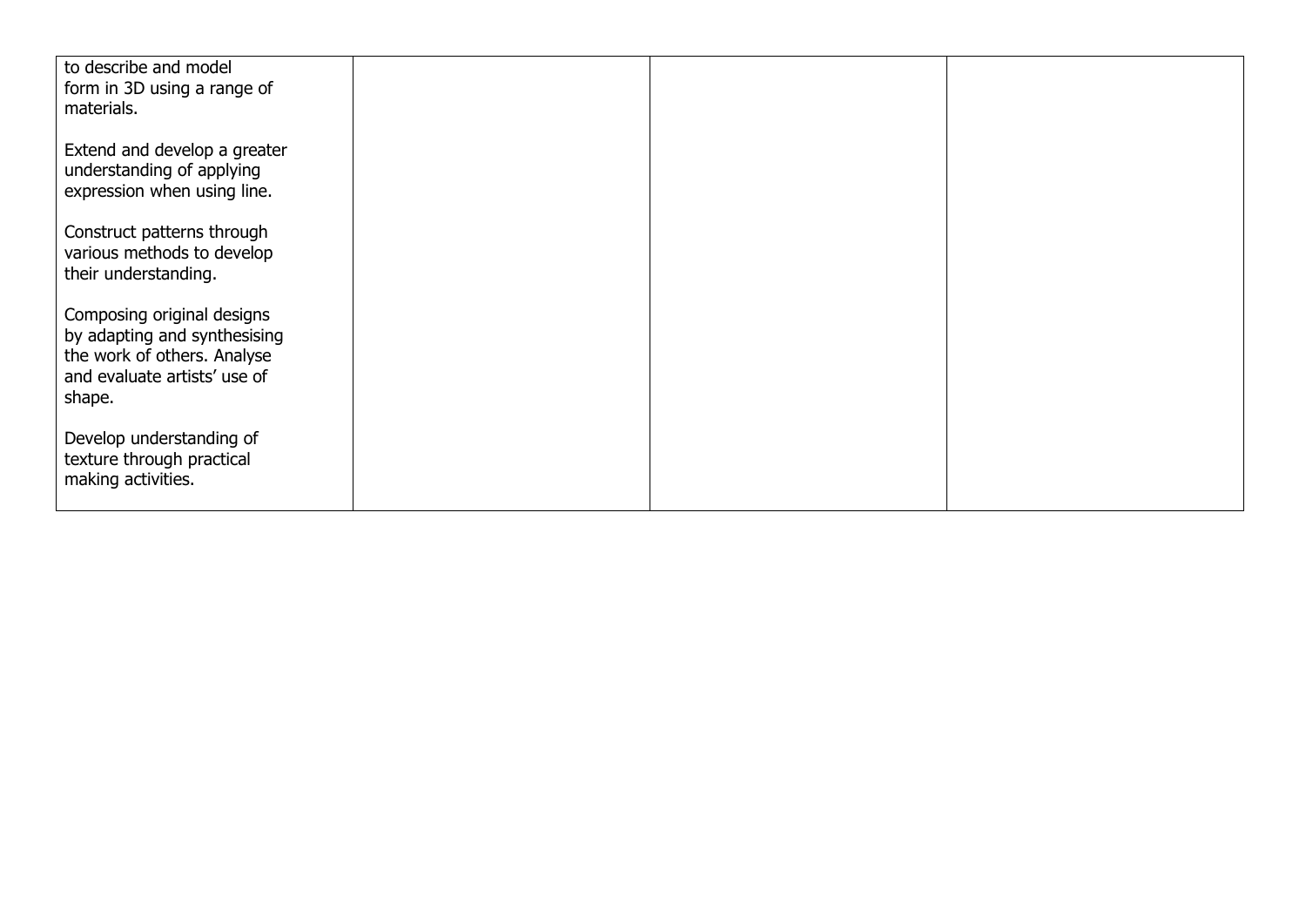| | | | |
|---|---|---|---|
| to describe and model form in 3D using a range of materials.<br><br>Extend and develop a greater understanding of applying expression when using line.<br><br>Construct patterns through various methods to develop their understanding.<br><br>Composing original designs by adapting and synthesising the work of others. Analyse and evaluate artists' use of shape.<br><br>Develop understanding of texture through practical making activities. | | | |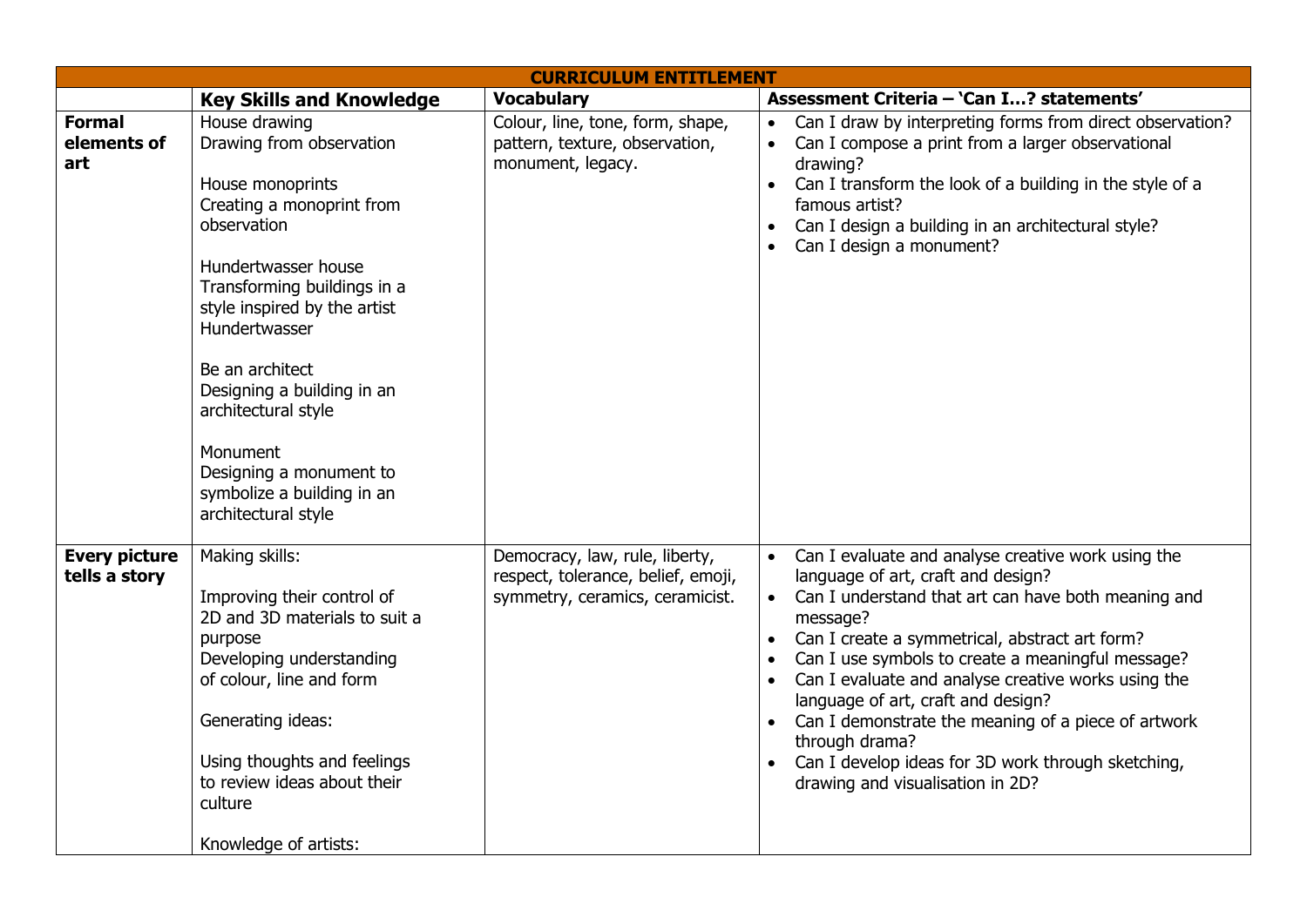| CURRICULUM ENTITLEMENT | | | |
|---|---|---|---|
| | **Key Skills and Knowledge** | **Vocabulary** | **Assessment Criteria – 'Can I…? statements'** |
| **Formal elements of art** | House drawing<br>Drawing from observation<br><br>House monoprints<br>Creating a monoprint from observation<br><br>Hundertwasser house<br>Transforming buildings in a style inspired by the artist Hundertwasser<br><br>Be an architect<br>Designing a building in an architectural style<br><br>Monument<br>Designing a monument to symbolize a building in an architectural style | Colour, line, tone, form, shape, pattern, texture, observation, monument, legacy. | • Can I draw by interpreting forms from direct observation?<br>• Can I compose a print from a larger observational drawing?<br>• Can I transform the look of a building in the style of a famous artist?<br>• Can I design a building in an architectural style?<br>• Can I design a monument? |
| **Every picture tells a story** | Making skills:<br><br>Improving their control of 2D and 3D materials to suit a purpose<br>Developing understanding of colour, line and form<br><br>Generating ideas:<br><br>Using thoughts and feelings to review ideas about their culture<br><br>Knowledge of artists: | Democracy, law, rule, liberty, respect, tolerance, belief, emoji, symmetry, ceramics, ceramicist. | • Can I evaluate and analyse creative work using the language of art, craft and design?<br>• Can I understand that art can have both meaning and message?<br>• Can I create a symmetrical, abstract art form?<br>• Can I use symbols to create a meaningful message?<br>• Can I evaluate and analyse creative works using the language of art, craft and design?<br>• Can I demonstrate the meaning of a piece of artwork through drama?<br>• Can I develop ideas for 3D work through sketching, drawing and visualisation in 2D? |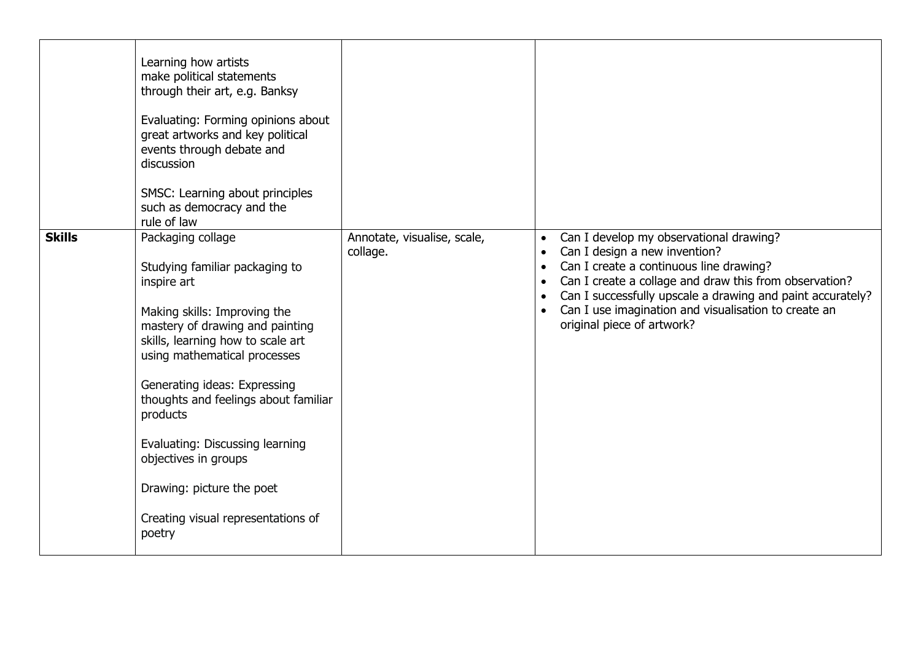| | | | |
|---|---|---|---|
| | Learning how artists make political statements through their art, e.g. Banksy<br><br>Evaluating: Forming opinions about great artworks and key political events through debate and discussion<br><br>SMSC: Learning about principles such as democracy and the rule of law | | |
| **Skills** | Packaging collage<br><br>Studying familiar packaging to inspire art<br><br>Making skills: Improving the mastery of drawing and painting skills, learning how to scale art using mathematical processes<br><br>Generating ideas: Expressing thoughts and feelings about familiar products<br><br>Evaluating: Discussing learning objectives in groups<br><br>Drawing: picture the poet<br><br>Creating visual representations of poetry | Annotate, visualise, scale, collage. | • Can I develop my observational drawing?<br>• Can I design a new invention?<br>• Can I create a continuous line drawing?<br>• Can I create a collage and draw this from observation?<br>• Can I successfully upscale a drawing and paint accurately?<br>• Can I use imagination and visualisation to create an original piece of artwork? |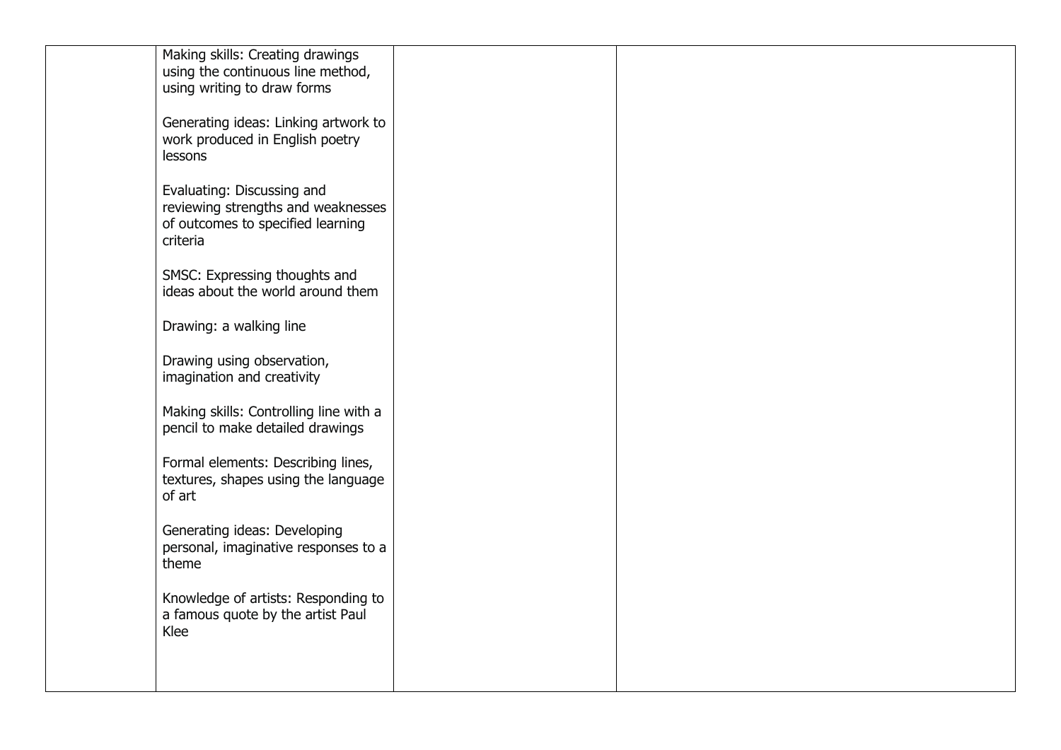| | | | |
|---|---|---|---|
| | Making skills: Creating drawings using the continuous line method, using writing to draw forms<br><br>Generating ideas: Linking artwork to work produced in English poetry lessons<br><br>Evaluating: Discussing and reviewing strengths and weaknesses of outcomes to specified learning criteria<br><br>SMSC: Expressing thoughts and ideas about the world around them<br><br>Drawing: a walking line<br><br>Drawing using observation, imagination and creativity<br><br>Making skills: Controlling line with a pencil to make detailed drawings<br><br>Formal elements: Describing lines, textures, shapes using the language of art<br><br>Generating ideas: Developing personal, imaginative responses to a theme<br><br>Knowledge of artists: Responding to a famous quote by the artist Paul Klee | | |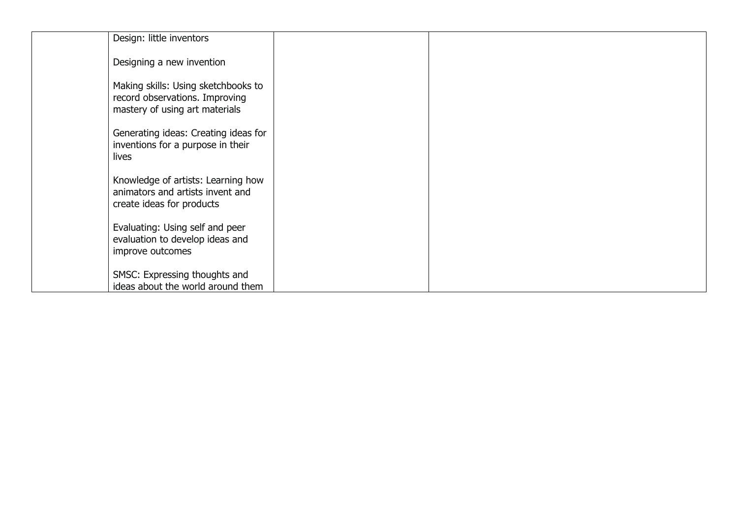| | | | |
|---|---|---|---|
| | Design: little inventors<br><br>Designing a new invention<br><br>Making skills: Using sketchbooks to record observations. Improving mastery of using art materials<br><br>Generating ideas: Creating ideas for inventions for a purpose in their lives<br><br>Knowledge of artists: Learning how animators and artists invent and create ideas for products<br><br>Evaluating: Using self and peer evaluation to develop ideas and improve outcomes<br><br>SMSC: Expressing thoughts and ideas about the world around them | | |